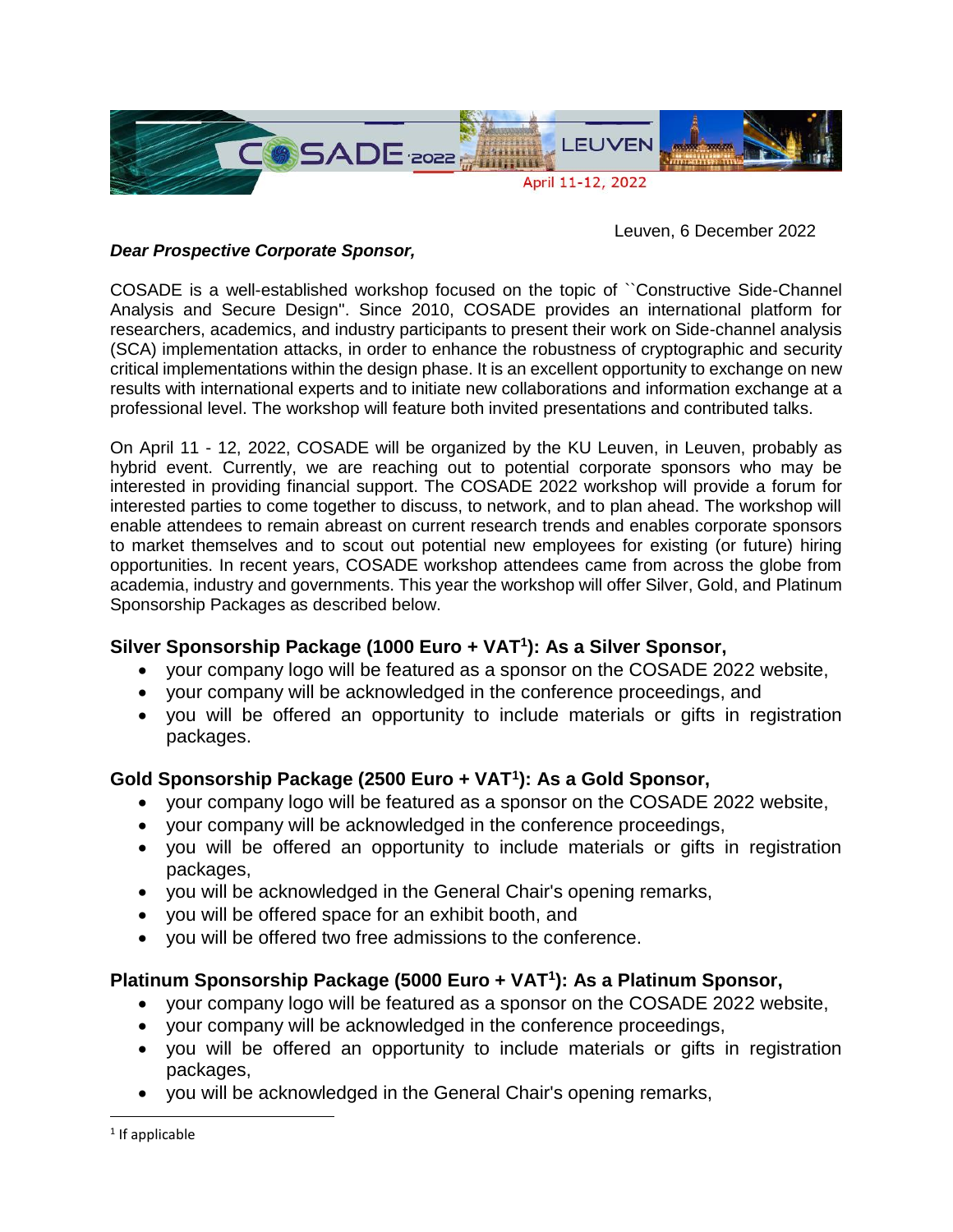Leuven, 6 December 2022

***Dear Prospective Corporate Sponsor,***

COSADE is a well-established workshop focused on the topic of ``Constructive Side-Channel Analysis and Secure Design". Since 2010, COSADE provides an international platform for researchers, academics, and industry participants to present their work on Side-channel analysis (SCA) implementation attacks, in order to enhance the robustness of cryptographic and security critical implementations within the design phase. It is an excellent opportunity to exchange on new results with international experts and to initiate new collaborations and information exchange at a professional level. The workshop will feature both invited presentations and contributed talks.

On April 11 - 12, 2022, COSADE will be organized by the KU Leuven, in Leuven, probably as hybrid event. Currently, we are reaching out to potential corporate sponsors who may be interested in providing financial support. The COSADE 2022 workshop will provide a forum for interested parties to come together to discuss, to network, and to plan ahead. The workshop will enable attendees to remain abreast on current research trends and enables corporate sponsors to market themselves and to scout out potential new employees for existing (or future) hiring opportunities. In recent years, COSADE workshop attendees came from across the globe from academia, industry and governments. This year the workshop will offer Silver, Gold, and Platinum Sponsorship Packages as described below.

### Silver Sponsorship Package (1000 Euro + VAT[1]): As a Silver Sponsor,

- your company logo will be featured as a sponsor on the COSADE 2022 website,
- your company will be acknowledged in the conference proceedings, and
- you will be offered an opportunity to include materials or gifts in registration packages.

### Gold Sponsorship Package (2500 Euro + VAT[1]): As a Gold Sponsor,

- your company logo will be featured as a sponsor on the COSADE 2022 website,
- your company will be acknowledged in the conference proceedings,
- you will be offered an opportunity to include materials or gifts in registration packages,
- you will be acknowledged in the General Chair's opening remarks,
- you will be offered space for an exhibit booth, and
- you will be offered two free admissions to the conference.

### Platinum Sponsorship Package (5000 Euro + VAT[1]): As a Platinum Sponsor,

- your company logo will be featured as a sponsor on the COSADE 2022 website,
- your company will be acknowledged in the conference proceedings,
- you will be offered an opportunity to include materials or gifts in registration packages,
- you will be acknowledged in the General Chair's opening remarks,

[1] If applicable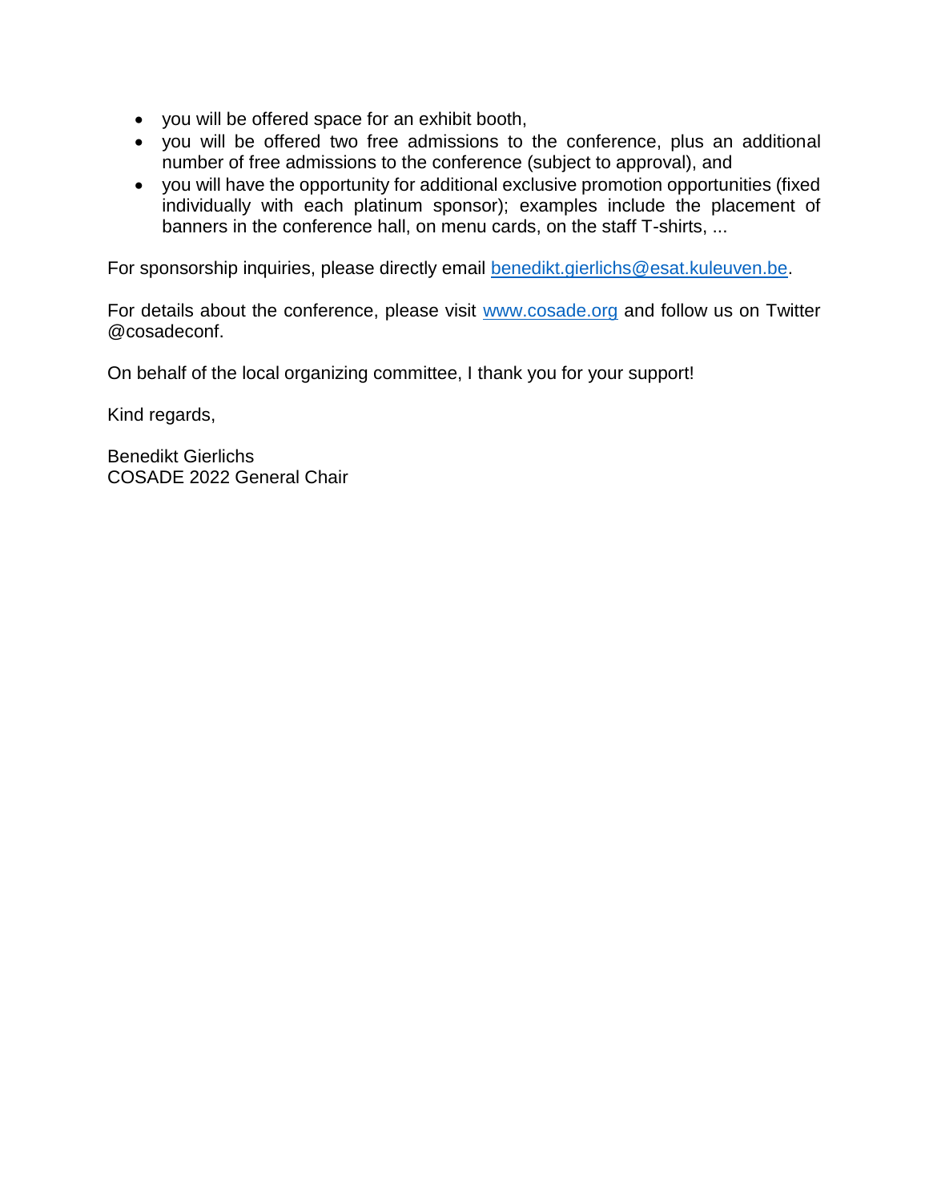- you will be offered space for an exhibit booth,
- you will be offered two free admissions to the conference, plus an additional number of free admissions to the conference (subject to approval), and
- you will have the opportunity for additional exclusive promotion opportunities (fixed individually with each platinum sponsor); examples include the placement of banners in the conference hall, on menu cards, on the staff T-shirts, ...

For sponsorship inquiries, please directly email [benedikt.gierlichs@esat.kuleuven.be](mailto:benedikt.gierlichs@esat.kuleuven.be).

For details about the conference, please visit [www.cosade.org](http://www.cosade.org) and follow us on Twitter @cosadeconf.

On behalf of the local organizing committee, I thank you for your support!

Kind regards,

Benedikt Gierlichs
COSADE 2022 General Chair